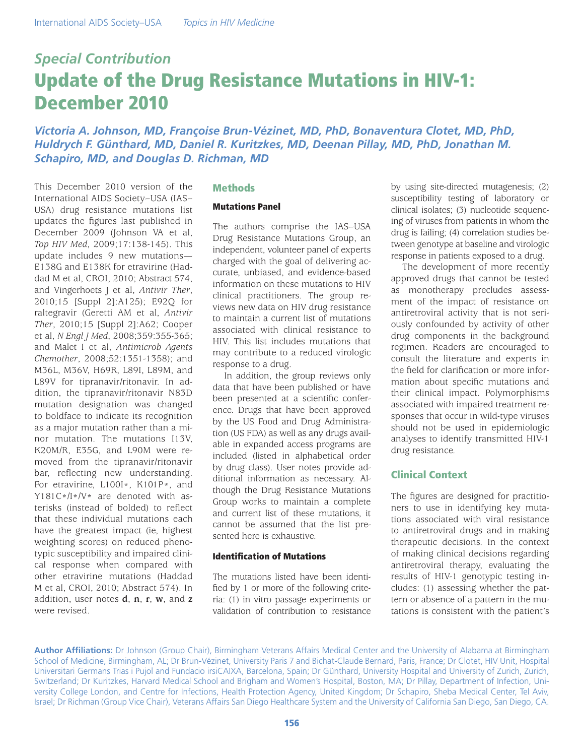*Special Contribution*

# Update of the Drug Resistance Mutations in HIV-1: December 2010

***Victoria A. Johnson, MD, Françoise Brun-Vézinet, MD, PhD, Bonaventura Clotet, MD, PhD, Huldrych F. Günthard, MD, Daniel R. Kuritzkes, MD, Deenan Pillay, MD, PhD, Jonathan M. Schapiro, MD, and Douglas D. Richman, MD***

This December 2010 version of the International AIDS Society–USA (IAS–USA) drug resistance mutations list updates the figures last published in December 2009 (Johnson VA et al, *Top HIV Med*, 2009;17:138-145). This update includes 9 new mutations—E138G and E138K for etravirine (Haddad M et al, CROI, 2010; Abstract 574, and Vingerhoets J et al, *Antivir Ther*, 2010;15 [Suppl 2]:A125); E92Q for raltegravir (Geretti AM et al, *Antivir Ther*, 2010;15 [Suppl 2]:A62; Cooper et al, *N Engl J Med*, 2008;359:355-365; and Malet I et al, *Antimicrob Agents Chemother*, 2008;52:1351-1358); and M36L, M36V, H69R, L89I, L89M, and L89V for tipranavir/ritonavir. In addition, the tipranavir/ritonavir N83D mutation designation was changed to boldface to indicate its recognition as a major mutation rather than a minor mutation. The mutations I13V, K20M/R, E35G, and L90M were removed from the tipranavir/ritonavir bar, reflecting new understanding. For etravirine, L100I*, K101P*, and Y181C*/I*/V* are denoted with asterisks (instead of bolded) to reflect that these individual mutations each have the greatest impact (ie, highest weighting scores) on reduced phenotypic susceptibility and impaired clinical response when compared with other etravirine mutations (Haddad M et al, CROI, 2010; Abstract 574). In addition, user notes **d**, **n**, **r**, **w**, and **z** were revised.

## Methods

### Mutations Panel

The authors comprise the IAS–USA Drug Resistance Mutations Group, an independent, volunteer panel of experts charged with the goal of delivering accurate, unbiased, and evidence-based information on these mutations to HIV clinical practitioners. The group reviews new data on HIV drug resistance to maintain a current list of mutations associated with clinical resistance to HIV. This list includes mutations that may contribute to a reduced virologic response to a drug.

In addition, the group reviews only data that have been published or have been presented at a scientific conference. Drugs that have been approved by the US Food and Drug Administration (US FDA) as well as any drugs available in expanded access programs are included (listed in alphabetical order by drug class). User notes provide additional information as necessary. Although the Drug Resistance Mutations Group works to maintain a complete and current list of these mutations, it cannot be assumed that the list presented here is exhaustive.

### Identification of Mutations

The mutations listed have been identified by 1 or more of the following criteria: (1) in vitro passage experiments or validation of contribution to resistance by using site-directed mutagenesis; (2) susceptibility testing of laboratory or clinical isolates; (3) nucleotide sequencing of viruses from patients in whom the drug is failing; (4) correlation studies between genotype at baseline and virologic response in patients exposed to a drug.

The development of more recently approved drugs that cannot be tested as monotherapy precludes assessment of the impact of resistance on antiretroviral activity that is not seriously confounded by activity of other drug components in the background regimen. Readers are encouraged to consult the literature and experts in the field for clarification or more information about specific mutations and their clinical impact. Polymorphisms associated with impaired treatment responses that occur in wild-type viruses should not be used in epidemiologic analyses to identify transmitted HIV-1 drug resistance.

## Clinical Context

The figures are designed for practitioners to use in identifying key mutations associated with viral resistance to antiretroviral drugs and in making therapeutic decisions. In the context of making clinical decisions regarding antiretroviral therapy, evaluating the results of HIV-1 genotypic testing includes: (1) assessing whether the pattern or absence of a pattern in the mutations is consistent with the patient's

**Author Affiliations:** Dr Johnson (Group Chair), Birmingham Veterans Affairs Medical Center and the University of Alabama at Birmingham School of Medicine, Birmingham, AL; Dr Brun-Vézinet, University Paris 7 and Bichat-Claude Bernard, Paris, France; Dr Clotet, HIV Unit, Hospital Universitari Germans Trias i Pujol and Fundacio irsiCAIXA, Barcelona, Spain; Dr Günthard, University Hospital and University of Zurich, Zurich, Switzerland; Dr Kuritzkes, Harvard Medical School and Brigham and Women's Hospital, Boston, MA; Dr Pillay, Department of Infection, University College London, and Centre for Infections, Health Protection Agency, United Kingdom; Dr Schapiro, Sheba Medical Center, Tel Aviv, Israel; Dr Richman (Group Vice Chair), Veterans Affairs San Diego Healthcare System and the University of California San Diego, San Diego, CA.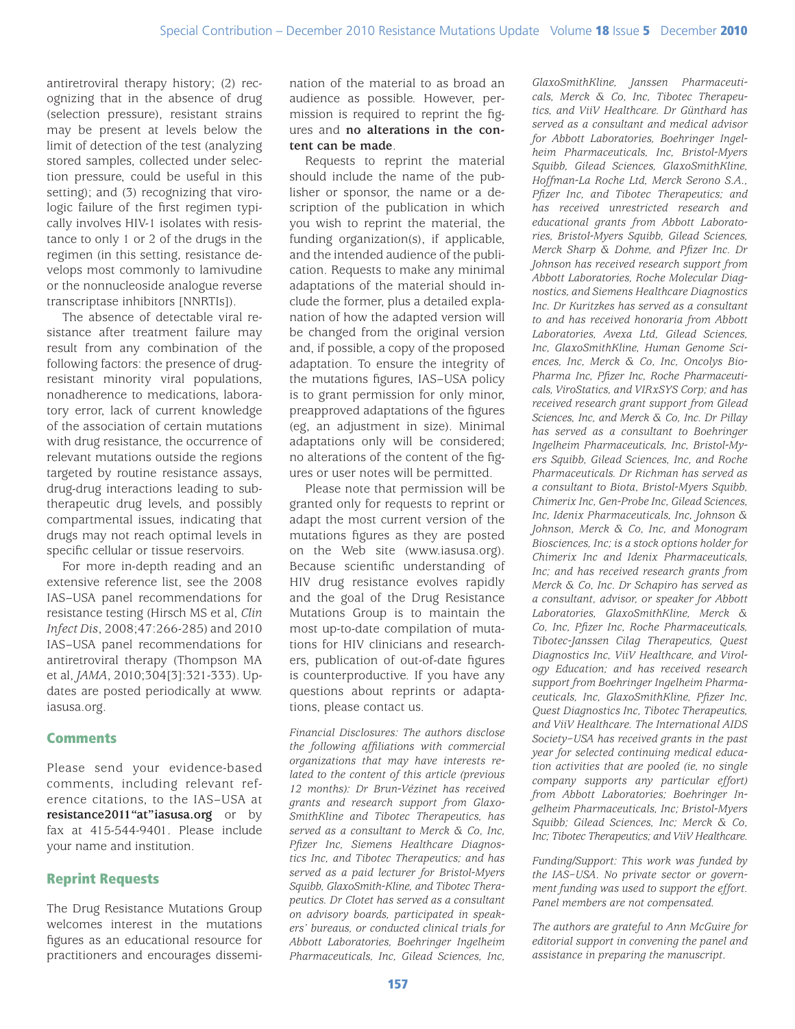antiretroviral therapy history; (2) recognizing that in the absence of drug (selection pressure), resistant strains may be present at levels below the limit of detection of the test (analyzing stored samples, collected under selection pressure, could be useful in this setting); and (3) recognizing that virologic failure of the first regimen typically involves HIV-1 isolates with resistance to only 1 or 2 of the drugs in the regimen (in this setting, resistance develops most commonly to lamivudine or the nonnucleoside analogue reverse transcriptase inhibitors [NNRTIs]).

The absence of detectable viral resistance after treatment failure may result from any combination of the following factors: the presence of drug-resistant minority viral populations, nonadherence to medications, laboratory error, lack of current knowledge of the association of certain mutations with drug resistance, the occurrence of relevant mutations outside the regions targeted by routine resistance assays, drug-drug interactions leading to subtherapeutic drug levels, and possibly compartmental issues, indicating that drugs may not reach optimal levels in specific cellular or tissue reservoirs.

For more in-depth reading and an extensive reference list, see the 2008 IAS–USA panel recommendations for resistance testing (Hirsch MS et al, *Clin Infect Dis*, 2008;47:266-285) and 2010 IAS–USA panel recommendations for antiretroviral therapy (Thompson MA et al, *JAMA*, 2010;304[3]:321-333). Updates are posted periodically at www.iasusa.org.

## Comments

Please send your evidence-based comments, including relevant reference citations, to the IAS–USA at **resistance2011"at"iasusa.org** or by fax at 415-544-9401. Please include your name and institution.

## Reprint Requests

The Drug Resistance Mutations Group welcomes interest in the mutations figures as an educational resource for practitioners and encourages dissemination of the material to as broad an audience as possible. However, permission is required to reprint the figures and **no alterations in the content can be made**.

Requests to reprint the material should include the name of the publisher or sponsor, the name or a description of the publication in which you wish to reprint the material, the funding organization(s), if applicable, and the intended audience of the publication. Requests to make any minimal adaptations of the material should include the former, plus a detailed explanation of how the adapted version will be changed from the original version and, if possible, a copy of the proposed adaptation. To ensure the integrity of the mutations figures, IAS–USA policy is to grant permission for only minor, preapproved adaptations of the figures (eg, an adjustment in size). Minimal adaptations only will be considered; no alterations of the content of the figures or user notes will be permitted.

Please note that permission will be granted only for requests to reprint or adapt the most current version of the mutations figures as they are posted on the Web site (www.iasusa.org). Because scientific understanding of HIV drug resistance evolves rapidly and the goal of the Drug Resistance Mutations Group is to maintain the most up-to-date compilation of mutations for HIV clinicians and researchers, publication of out-of-date figures is counterproductive. If you have any questions about reprints or adaptations, please contact us.

*Financial Disclosures: The authors disclose the following affiliations with commercial organizations that may have interests related to the content of this article (previous 12 months): Dr Brun-Vézinet has received grants and research support from GlaxoSmithKline and Tibotec Therapeutics, has served as a consultant to Merck & Co, Inc, Pfizer Inc, Siemens Healthcare Diagnostics Inc, and Tibotec Therapeutics; and has served as a paid lecturer for Bristol-Myers Squibb, GlaxoSmith-Kline, and Tibotec Therapeutics. Dr Clotet has served as a consultant on advisory boards, participated in speakers' bureaus, or conducted clinical trials for Abbott Laboratories, Boehringer Ingelheim Pharmaceuticals, Inc, Gilead Sciences, Inc, GlaxoSmithKline, Janssen Pharmaceuticals, Merck & Co, Inc, Tibotec Therapeutics, and ViiV Healthcare. Dr Günthard has served as a consultant and medical advisor for Abbott Laboratories, Boehringer Ingelheim Pharmaceuticals, Inc, Bristol-Myers Squibb, Gilead Sciences, GlaxoSmithKline, Hoffman-La Roche Ltd, Merck Serono S.A., Pfizer Inc, and Tibotec Therapeutics; and has received unrestricted research and educational grants from Abbott Laboratories, Bristol-Myers Squibb, Gilead Sciences, Merck Sharp & Dohme, and Pfizer Inc. Dr Johnson has received research support from Abbott Laboratories, Roche Molecular Diagnostics, and Siemens Healthcare Diagnostics Inc. Dr Kuritzkes has served as a consultant to and has received honoraria from Abbott Laboratories, Avexa Ltd, Gilead Sciences, Inc, GlaxoSmithKline, Human Genome Sciences, Inc, Merck & Co, Inc, Oncolys BioPharma Inc, Pfizer Inc, Roche Pharmaceuticals, ViroStatics, and VIRxSYS Corp; and has received research grant support from Gilead Sciences, Inc, and Merck & Co, Inc. Dr Pillay has served as a consultant to Boehringer Ingelheim Pharmaceuticals, Inc, Bristol-Myers Squibb, Gilead Sciences, Inc, and Roche Pharmaceuticals. Dr Richman has served as a consultant to Biota, Bristol-Myers Squibb, Chimerix Inc, Gen-Probe Inc, Gilead Sciences, Inc, Idenix Pharmaceuticals, Inc, Johnson & Johnson, Merck & Co, Inc, and Monogram Biosciences, Inc; is a stock options holder for Chimerix Inc and Idenix Pharmaceuticals, Inc; and has received research grants from Merck & Co, Inc. Dr Schapiro has served as a consultant, advisor, or speaker for Abbott Laboratories, GlaxoSmithKline, Merck & Co, Inc, Pfizer Inc, Roche Pharmaceuticals, Tibotec-Janssen Cilag Therapeutics, Quest Diagnostics Inc, ViiV Healthcare, and Virology Education; and has received research support from Boehringer Ingelheim Pharmaceuticals, Inc, GlaxoSmithKline, Pfizer Inc, Quest Diagnostics Inc, Tibotec Therapeutics, and ViiV Healthcare. The International AIDS Society–USA has received grants in the past year for selected continuing medical education activities that are pooled (ie, no single company supports any particular effort) from Abbott Laboratories; Boehringer Ingelheim Pharmaceuticals, Inc; Bristol-Myers Squibb; Gilead Sciences, Inc; Merck & Co, Inc; Tibotec Therapeutics; and ViiV Healthcare.*

*Funding/Support: This work was funded by the IAS–USA. No private sector or government funding was used to support the effort. Panel members are not compensated.*

*The authors are grateful to Ann McGuire for editorial support in convening the panel and assistance in preparing the manuscript.*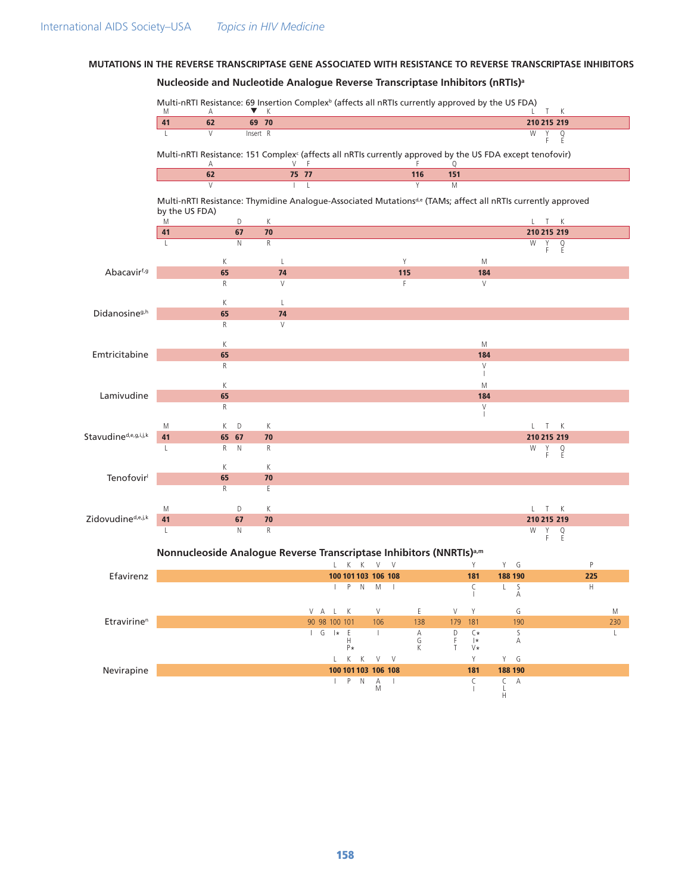## MUTATIONS IN THE REVERSE TRANSCRIPTASE GENE ASSOCIATED WITH RESISTANCE TO REVERSE TRANSCRIPTASE INHIBITORS

### Nucleoside and Nucleotide Analogue Reverse Transcriptase Inhibitors (nRTIs)[a]

**Multi-nRTI Resistance: 69 Insertion Complex[b] (affects all nRTIs currently approved by the US FDA)**

| | | | | | | |
|---|---|---|---|---|---|---|
| M | A | ▼ | K | L | T | K |
| **41** | **62** | **69** | **70** | **210** | **215** | **219** |
| L | V | Insert | R | W | Y F | Q E |

**Multi-nRTI Resistance: 151 Complex[c] (affects all nRTIs currently approved by the US FDA except tenofovir)**

| | | | | |
|---|---|---|---|---|
| A | V | F | F | Q |
| **62** | **75** | **77** | **116** | **151** |
| V | I | L | Y | M |

**Multi-nRTI Resistance: Thymidine Analogue-Associated Mutations[d,e] (TAMs; affect all nRTIs currently approved by the US FDA)**

| | | | | | |
|---|---|---|---|---|---|
| M | D | K | L | T | K |
| **41** | **67** | **70** | **210** | **215** | **219** |
| L | N | R | W | Y F | Q E |

**Abacavir[f,g]**

| | | | |
|---|---|---|---|
| K | L | Y | M |
| **65** | **74** | **115** | **184** |
| R | V | F | V |

**Didanosine[g,h]**

| | |
|---|---|
| K | L |
| **65** | **74** |
| R | V |

**Emtricitabine**

| | |
|---|---|
| K | M |
| **65** | **184** |
| R | V I |

**Lamivudine**

| | |
|---|---|
| K | M |
| **65** | **184** |
| R | V I |

**Stavudine[d,e,g,i,j,k]**

| | | | | | | |
|---|---|---|---|---|---|---|
| M | K | D | K | L | T | K |
| **41** | **65** | **67** | **70** | **210** | **215** | **219** |
| L | R | N | R | W | Y F | Q E |

**Tenofovir[l]**

| | |
|---|---|
| K | K |
| **65** | **70** |
| R | E |

**Zidovudine[d,e,j,k]**

| | | | | | |
|---|---|---|---|---|---|
| M | D | K | L | T | K |
| **41** | **67** | **70** | **210** | **215** | **219** |
| L | N | R | W | Y F | Q E |

### Nonnucleoside Analogue Reverse Transcriptase Inhibitors (NNRTIs)[a,m]

**Efavirenz**

| | | | | | | | | |
|---|---|---|---|---|---|---|---|---|
| L | K | K | V | V | Y | Y | G | P |
| **100** | **101** | **103** | **106** | **108** | **181** | **188** | **190** | **225** |
| I | P | N | M | I | C I | L | S A | H |

**Etravirine[n]**

| | | | | | | | | | |
|---|---|---|---|---|---|---|---|---|---|
| V | A | L | K | V | E | V | Y | G | M |
| 90 | 98 | 100 | 101 | 106 | 138 | 179 | 181 | 190 | 230 |
| I | G | I* | E H P* | I | A G K | D F T | C* I* V* | S A | L |

**Nevirapine**

| | | | | | | | |
|---|---|---|---|---|---|---|---|
| L | K | K | V | V | Y | Y | G |
| **100** | **101** | **103** | **106** | **108** | **181** | **188** | **190** |
| I | P | N | A M | I | C I | C L H | A |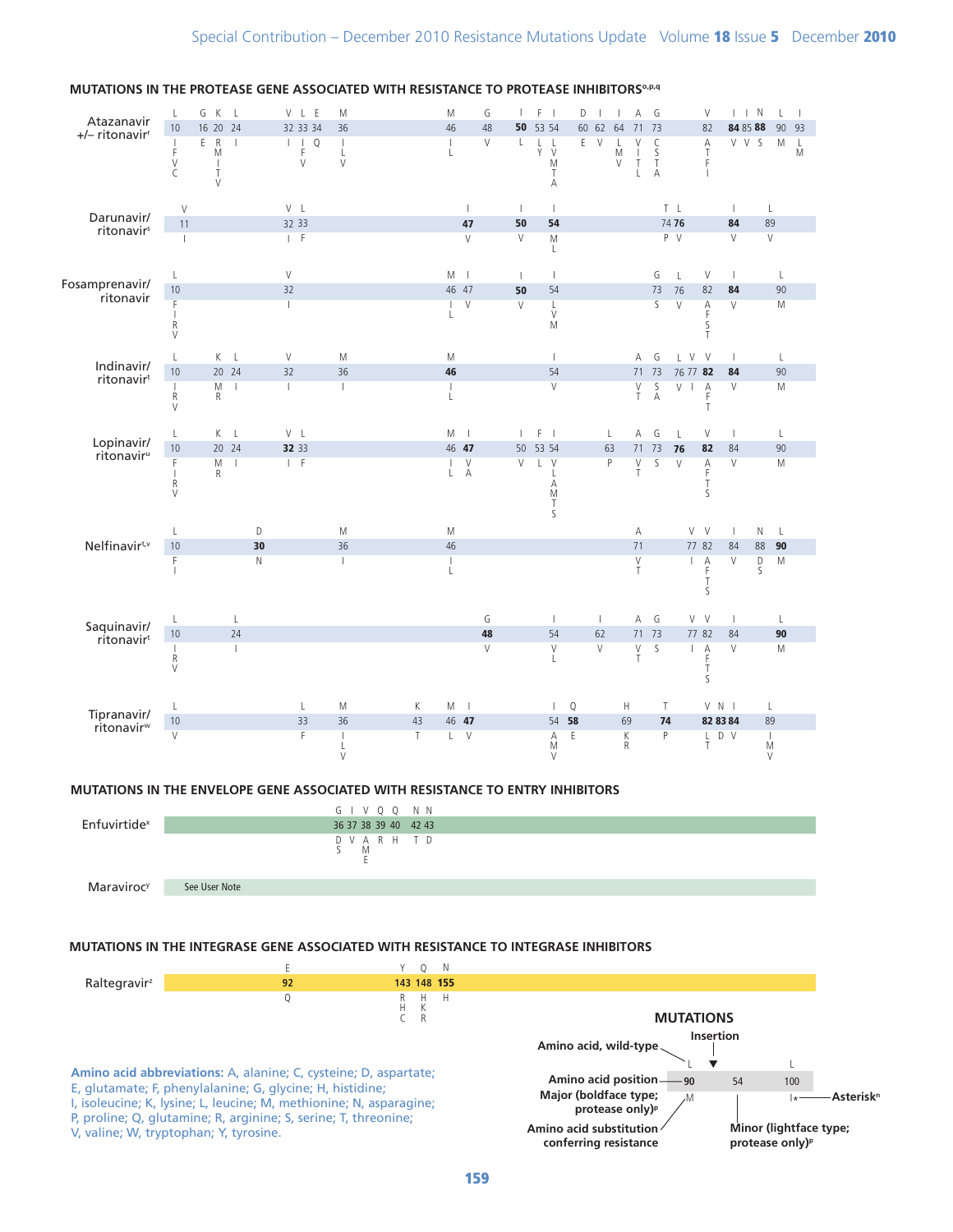## MUTATIONS IN THE PROTEASE GENE ASSOCIATED WITH RESISTANCE TO PROTEASE INHIBITORS[o,p,q]

**Atazanavir +/– ritonavir[r]**

| Position | 10 | 16 | 20 | 24 | 32 | 33 | 34 | 36 | 46 | 48 | **50** | 53 | 54 | 60 | 62 | 64 | 71 | 73 | 82 | **84** | 85 | **88** | 90 | 93 |
|---|---|---|---|---|---|---|---|---|---|---|---|---|---|---|---|---|---|---|---|---|---|---|---|---|
| Wild-type | L | G | K | L | V | L | E | M | M | G | I | F | I | D | I | I | A | G | V | I | I | N | L | I |
| Substitution | I F V C | E | R M I T V | I | I | I F V | Q | I L V | I L | V | L | L Y | L V M T A | E | V | L M V | V I T L | C S T A | A T F I | V | V | S | M | L M |

**Darunavir/ritonavir[s]**

| Position | 11 | 32 | 33 | **47** | **50** | **54** | 74 | **76** | **84** | 89 |
|---|---|---|---|---|---|---|---|---|---|---|
| Wild-type | V | V | L | I | I | I | T | L | I | L |
| Substitution | I | I | F | V | V | M L | P | V | V | V |

**Fosamprenavir/ritonavir**

| Position | 10 | 32 | 46 | 47 | **50** | 54 | 73 | 76 | 82 | **84** | 90 |
|---|---|---|---|---|---|---|---|---|---|---|---|
| Wild-type | L | V | M | I | I | I | G | L | V | I | L |
| Substitution | F I R V | I | I L | V | V | L V M | S | V | A F S T | V | M |

**Indinavir/ritonavir[t]**

| Position | 10 | 20 | 24 | 32 | 36 | **46** | 54 | 71 | 73 | 76 | 77 | **82** | **84** | 90 |
|---|---|---|---|---|---|---|---|---|---|---|---|---|---|---|
| Wild-type | L | K | L | V | M | M | I | A | G | L | V | V | I | L |
| Substitution | I R V | M R | I | I | I | I L | V | V T | S A | V | I | A F T | V | M |

**Lopinavir/ritonavir[u]**

| Position | 10 | 20 | 24 | **32** | 33 | 46 | **47** | 50 | 53 | 54 | 63 | 71 | 73 | **76** | **82** | 84 | 90 |
|---|---|---|---|---|---|---|---|---|---|---|---|---|---|---|---|---|---|
| Wild-type | L | K | L | V | L | M | I | I | F | I | L | A | G | L | V | I | L |
| Substitution | F I R V | M R | I | I | F | I L | V A | V | L | L A M T S | P | V T | S | V | A F T S | V | M |

**Nelfinavir[t,v]**

| Position | 10 | **30** | 36 | 46 | 71 | 77 | 82 | 84 | 88 | **90** |
|---|---|---|---|---|---|---|---|---|---|---|
| Wild-type | L | D | M | M | A | V | V | I | N | L |
| Substitution | F I | N | I | I L | V T | I | A F T S | V | D S | M |

**Saquinavir/ritonavir[t]**

| Position | 10 | 24 | **48** | 54 | 62 | 71 | 73 | 77 | 82 | 84 | **90** |
|---|---|---|---|---|---|---|---|---|---|---|---|
| Wild-type | L | L | G | I | I | A | G | V | V | I | L |
| Substitution | I R V | I | V | V L | V | V T | S | I | A F T S | V | M |

**Tipranavir/ritonavir[w]**

| Position | 10 | 33 | 36 | 43 | 46 | **47** | 54 | **58** | 69 | **74** | **82** | **83** | **84** | 89 |
|---|---|---|---|---|---|---|---|---|---|---|---|---|---|---|
| Wild-type | L | L | M | K | M | I | I | Q | H | T | V | N | I | L |
| Substitution | V | F | I L V | T | L | V | A M V | E | K R | P | L T | D | V | I M V |

## MUTATIONS IN THE ENVELOPE GENE ASSOCIATED WITH RESISTANCE TO ENTRY INHIBITORS

**Enfuvirtide[x]**

| Position | 36 | 37 | 38 | 39 | 40 | 42 | 43 |
|---|---|---|---|---|---|---|---|
| Wild-type | G | I | V | Q | Q | N | N |
| Substitution | D S | V | A M E | R | H | T | D |

**Maraviroc[y]**: See User Note

## MUTATIONS IN THE INTEGRASE GENE ASSOCIATED WITH RESISTANCE TO INTEGRASE INHIBITORS

**Raltegravir[z]**

| Position | **92** | **143** | **148** | **155** |
|---|---|---|---|---|
| Wild-type | E | Y | Q | N |
| Substitution | Q | R H C | H K R | H |

**MUTATIONS** (legend)

- Amino acid, wild-type
- Insertion
- Amino acid position
- Major (boldface type; protease only)[p]
- Amino acid substitution conferring resistance
- Minor (lightface type; protease only)[p]
- Asterisk[n]

Example: L 90 M; 54 (insertion); L 100 I*

**Amino acid abbreviations:** A, alanine; C, cysteine; D, aspartate; E, glutamate; F, phenylalanine; G, glycine; H, histidine; I, isoleucine; K, lysine; L, leucine; M, methionine; N, asparagine; P, proline; Q, glutamine; R, arginine; S, serine; T, threonine; V, valine; W, tryptophan; Y, tyrosine.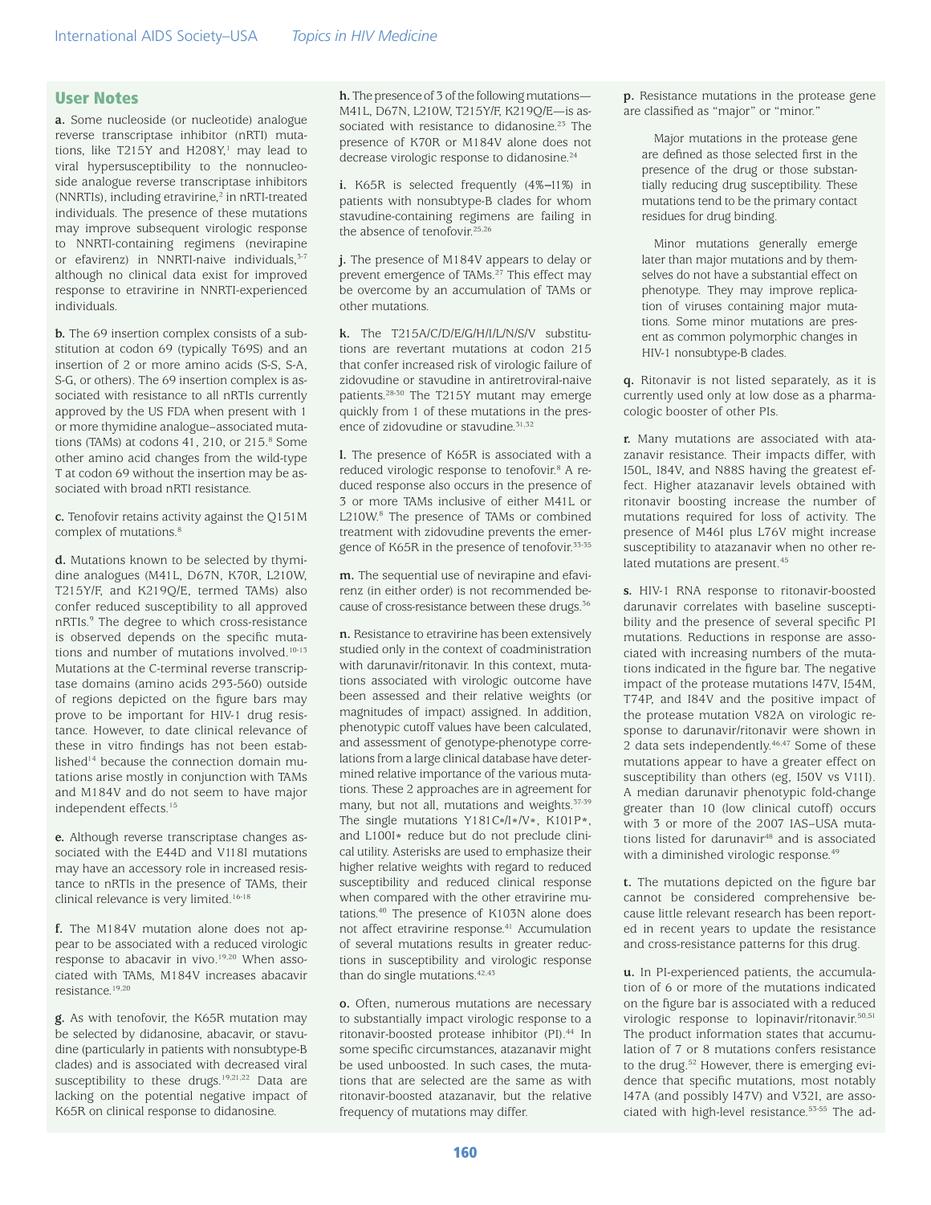## User Notes

**a.** Some nucleoside (or nucleotide) analogue reverse transcriptase inhibitor (nRTI) mutations, like T215Y and H208Y,[1] may lead to viral hypersusceptibility to the nonnucleoside analogue reverse transcriptase inhibitors (NNRTIs), including etravirine,[2] in nRTI-treated individuals. The presence of these mutations may improve subsequent virologic response to NNRTI-containing regimens (nevirapine or efavirenz) in NNRTI-naive individuals,[3-7] although no clinical data exist for improved response to etravirine in NNRTI-experienced individuals.

**b.** The 69 insertion complex consists of a substitution at codon 69 (typically T69S) and an insertion of 2 or more amino acids (S-S, S-A, S-G, or others). The 69 insertion complex is associated with resistance to all nRTIs currently approved by the US FDA when present with 1 or more thymidine analogue–associated mutations (TAMs) at codons 41, 210, or 215.[8] Some other amino acid changes from the wild-type T at codon 69 without the insertion may be associated with broad nRTI resistance.

**c.** Tenofovir retains activity against the Q151M complex of mutations.[8]

**d.** Mutations known to be selected by thymidine analogues (M41L, D67N, K70R, L210W, T215Y/F, and K219Q/E, termed TAMs) also confer reduced susceptibility to all approved nRTIs.[9] The degree to which cross-resistance is observed depends on the specific mutations and number of mutations involved.[10-13] Mutations at the C-terminal reverse transcriptase domains (amino acids 293-560) outside of regions depicted on the figure bars may prove to be important for HIV-1 drug resistance. However, to date clinical relevance of these in vitro findings has not been established[14] because the connection domain mutations arise mostly in conjunction with TAMs and M184V and do not seem to have major independent effects.[15]

**e.** Although reverse transcriptase changes associated with the E44D and V118I mutations may have an accessory role in increased resistance to nRTIs in the presence of TAMs, their clinical relevance is very limited.[16-18]

**f.** The M184V mutation alone does not appear to be associated with a reduced virologic response to abacavir in vivo.[19,20] When associated with TAMs, M184V increases abacavir resistance.[19,20]

**g.** As with tenofovir, the K65R mutation may be selected by didanosine, abacavir, or stavudine (particularly in patients with nonsubtype-B clades) and is associated with decreased viral susceptibility to these drugs.[19,21,22] Data are lacking on the potential negative impact of K65R on clinical response to didanosine.

**h.** The presence of 3 of the following mutations—M41L, D67N, L210W, T215Y/F, K219Q/E—is associated with resistance to didanosine.[23] The presence of K70R or M184V alone does not decrease virologic response to didanosine.[24]

**i.** K65R is selected frequently (4%–11%) in patients with nonsubtype-B clades for whom stavudine-containing regimens are failing in the absence of tenofovir.[25,26]

**j.** The presence of M184V appears to delay or prevent emergence of TAMs.[27] This effect may be overcome by an accumulation of TAMs or other mutations.

**k.** The T215A/C/D/E/G/H/I/L/N/S/V substitutions are revertant mutations at codon 215 that confer increased risk of virologic failure of zidovudine or stavudine in antiretroviral-naive patients.[28-30] The T215Y mutant may emerge quickly from 1 of these mutations in the presence of zidovudine or stavudine.[31,32]

**l.** The presence of K65R is associated with a reduced virologic response to tenofovir.[8] A reduced response also occurs in the presence of 3 or more TAMs inclusive of either M41L or L210W.[8] The presence of TAMs or combined treatment with zidovudine prevents the emergence of K65R in the presence of tenofovir.[33-35]

**m.** The sequential use of nevirapine and efavirenz (in either order) is not recommended because of cross-resistance between these drugs.[36]

**n.** Resistance to etravirine has been extensively studied only in the context of coadministration with darunavir/ritonavir. In this context, mutations associated with virologic outcome have been assessed and their relative weights (or magnitudes of impact) assigned. In addition, phenotypic cutoff values have been calculated, and assessment of genotype-phenotype correlations from a large clinical database have determined relative importance of the various mutations. These 2 approaches are in agreement for many, but not all, mutations and weights.[37-39] The single mutations Y181C*/I*/V*, K101P*, and L100I* reduce but do not preclude clinical utility. Asterisks are used to emphasize their higher relative weights with regard to reduced susceptibility and reduced clinical response when compared with the other etravirine mutations.[40] The presence of K103N alone does not affect etravirine response.[41] Accumulation of several mutations results in greater reductions in susceptibility and virologic response than do single mutations.[42,43]

**o.** Often, numerous mutations are necessary to substantially impact virologic response to a ritonavir-boosted protease inhibitor (PI).[44] In some specific circumstances, atazanavir might be used unboosted. In such cases, the mutations that are selected are the same as with ritonavir-boosted atazanavir, but the relative frequency of mutations may differ.

**p.** Resistance mutations in the protease gene are classified as "major" or "minor."

> Major mutations in the protease gene are defined as those selected first in the presence of the drug or those substantially reducing drug susceptibility. These mutations tend to be the primary contact residues for drug binding.
>
> Minor mutations generally emerge later than major mutations and by themselves do not have a substantial effect on phenotype. They may improve replication of viruses containing major mutations. Some minor mutations are present as common polymorphic changes in HIV-1 nonsubtype-B clades.

**q.** Ritonavir is not listed separately, as it is currently used only at low dose as a pharmacologic booster of other PIs.

**r.** Many mutations are associated with atazanavir resistance. Their impacts differ, with I50L, I84V, and N88S having the greatest effect. Higher atazanavir levels obtained with ritonavir boosting increase the number of mutations required for loss of activity. The presence of M46I plus L76V might increase susceptibility to atazanavir when no other related mutations are present.[45]

**s.** HIV-1 RNA response to ritonavir-boosted darunavir correlates with baseline susceptibility and the presence of several specific PI mutations. Reductions in response are associated with increasing numbers of the mutations indicated in the figure bar. The negative impact of the protease mutations I47V, I54M, T74P, and I84V and the positive impact of the protease mutation V82A on virologic response to darunavir/ritonavir were shown in 2 data sets independently.[46,47] Some of these mutations appear to have a greater effect on susceptibility than others (eg, I50V vs V11I). A median darunavir phenotypic fold-change greater than 10 (low clinical cutoff) occurs with 3 or more of the 2007 IAS–USA mutations listed for darunavir[48] and is associated with a diminished virologic response.[49]

**t.** The mutations depicted on the figure bar cannot be considered comprehensive because little relevant research has been reported in recent years to update the resistance and cross-resistance patterns for this drug.

**u.** In PI-experienced patients, the accumulation of 6 or more of the mutations indicated on the figure bar is associated with a reduced virologic response to lopinavir/ritonavir.[50,51] The product information states that accumulation of 7 or 8 mutations confers resistance to the drug.[52] However, there is emerging evidence that specific mutations, most notably I47A (and possibly I47V) and V32I, are associated with high-level resistance.[53-55] The ad-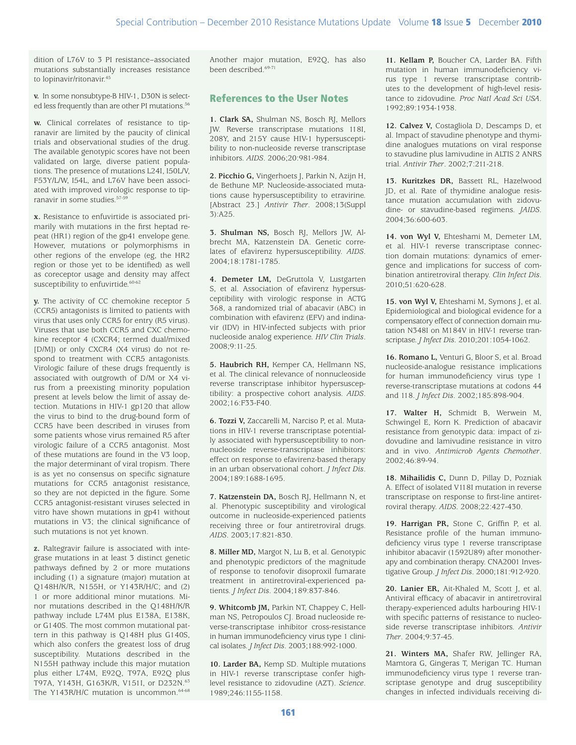dition of L76V to 3 PI resistance–associated mutations substantially increases resistance to lopinavir/ritonavir.[45]

**v.** In some nonsubtype-B HIV-1, D30N is selected less frequently than are other PI mutations.[56]

**w.** Clinical correlates of resistance to tipranavir are limited by the paucity of clinical trials and observational studies of the drug. The available genotypic scores have not been validated on large, diverse patient populations. The presence of mutations L24I, I50L/V, F53Y/L/W, I54L, and L76V have been associated with improved virologic response to tipranavir in some studies.[57-59]

**x.** Resistance to enfuvirtide is associated primarily with mutations in the first heptad repeat (HR1) region of the gp41 envelope gene. However, mutations or polymorphisms in other regions of the envelope (eg, the HR2 region or those yet to be identified) as well as coreceptor usage and density may affect susceptibility to enfuvirtide.[60-62]

**y.** The activity of CC chemokine receptor 5 (CCR5) antagonists is limited to patients with virus that uses only CCR5 for entry (R5 virus). Viruses that use both CCR5 and CXC chemokine receptor 4 (CXCR4; termed dual/mixed [D/M]) or only CXCR4 (X4 virus) do not respond to treatment with CCR5 antagonists. Virologic failure of these drugs frequently is associated with outgrowth of D/M or X4 virus from a preexisting minority population present at levels below the limit of assay detection. Mutations in HIV-1 gp120 that allow the virus to bind to the drug-bound form of CCR5 have been described in viruses from some patients whose virus remained R5 after virologic failure of a CCR5 antagonist. Most of these mutations are found in the V3 loop, the major determinant of viral tropism. There is as yet no consensus on specific signature mutations for CCR5 antagonist resistance, so they are not depicted in the figure. Some CCR5 antagonist-resistant viruses selected in vitro have shown mutations in gp41 without mutations in V3; the clinical significance of such mutations is not yet known.

**z.** Raltegravir failure is associated with integrase mutations in at least 3 distinct genetic pathways defined by 2 or more mutations including (1) a signature (major) mutation at Q148H/K/R, N155H, or Y143R/H/C; and (2) 1 or more additional minor mutations. Minor mutations described in the Q148H/K/R pathway include L74M plus E138A, E138K, or G140S. The most common mutational pattern in this pathway is Q148H plus G140S, which also confers the greatest loss of drug susceptibility. Mutations described in the N155H pathway include this major mutation plus either L74M, E92Q, T97A, E92Q plus T97A, Y143H, G163K/R, V151I, or D232N.[63] The Y143R/H/C mutation is uncommon.[64-68] Another major mutation, E92Q, has also been described.[69-71]

## References to the User Notes

**1. Clark SA,** Shulman NS, Bosch RJ, Mellors JW. Reverse transcriptase mutations 118I, 208Y, and 215Y cause HIV-1 hypersusceptibility to non-nucleoside reverse transcriptase inhibitors. *AIDS*. 2006;20:981-984.

**2. Picchio G,** Vingerhoets J, Parkin N, Azijn H, de Bethune MP. Nucleoside-associated mutations cause hypersusceptibility to etravirine. [Abstract 23.] *Antivir Ther*. 2008;13(Suppl 3):A25.

**3. Shulman NS,** Bosch RJ, Mellors JW, Albrecht MA, Katzenstein DA. Genetic correlates of efavirenz hypersusceptibility. *AIDS*. 2004;18:1781-1785.

**4. Demeter LM,** DeGruttola V, Lustgarten S, et al. Association of efavirenz hypersusceptibility with virologic response in ACTG 368, a randomized trial of abacavir (ABC) in combination with efavirenz (EFV) and indinavir (IDV) in HIV-infected subjects with prior nucleoside analog experience. *HIV Clin Trials*. 2008;9:11-25.

**5. Haubrich RH,** Kemper CA, Hellmann NS, et al. The clinical relevance of nonnucleoside reverse transcriptase inhibitor hypersusceptibility: a prospective cohort analysis. *AIDS*. 2002;16:F33-F40.

**6. Tozzi V,** Zaccarelli M, Narciso P, et al. Mutations in HIV-1 reverse transcriptase potentially associated with hypersusceptibility to nonnucleoside reverse-transcriptase inhibitors: effect on response to efavirenz-based therapy in an urban observational cohort. *J Infect Dis*. 2004;189:1688-1695.

**7. Katzenstein DA,** Bosch RJ, Hellmann N, et al. Phenotypic susceptibility and virological outcome in nucleoside-experienced patients receiving three or four antiretroviral drugs. *AIDS*. 2003;17:821-830.

**8. Miller MD,** Margot N, Lu B, et al. Genotypic and phenotypic predictors of the magnitude of response to tenofovir disoproxil fumarate treatment in antiretroviral-experienced patients. *J Infect Dis*. 2004;189:837-846.

**9. Whitcomb JM,** Parkin NT, Chappey C, Hellman NS, Petropoulos CJ. Broad nucleoside reverse-transcriptase inhibitor cross-resistance in human immunodeficiency virus type 1 clinical isolates. *J Infect Dis*. 2003;188:992-1000.

**10. Larder BA,** Kemp SD. Multiple mutations in HIV-1 reverse transcriptase confer high-level resistance to zidovudine (AZT). *Science*. 1989;246:1155-1158.

**11. Kellam P,** Boucher CA, Larder BA. Fifth mutation in human immunodeficiency virus type 1 reverse transcriptase contributes to the development of high-level resistance to zidovudine. *Proc Natl Acad Sci USA*. 1992;89:1934-1938.

**12. Calvez V,** Costagliola D, Descamps D, et al. Impact of stavudine phenotype and thymidine analogues mutations on viral response to stavudine plus lamivudine in ALTIS 2 ANRS trial. *Antivir Ther*. 2002;7:211-218.

**13. Kuritzkes DR,** Bassett RL, Hazelwood JD, et al. Rate of thymidine analogue resistance mutation accumulation with zidovudine- or stavudine-based regimens. *JAIDS*. 2004;36:600-603.

**14. von Wyl V,** Ehteshami M, Demeter LM, et al. HIV-1 reverse transcriptase connection domain mutations: dynamics of emergence and implications for success of combination antiretroviral therapy. *Clin Infect Dis*. 2010;51:620-628.

**15. von Wyl V,** Ehteshami M, Symons J, et al. Epidemiological and biological evidence for a compensatory effect of connection domain mutation N348I on M184V in HIV-1 reverse transcriptase. *J Infect Dis*. 2010;201:1054-1062.

**16. Romano L,** Venturi G, Bloor S, et al. Broad nucleoside-analogue resistance implications for human immunodeficiency virus type 1 reverse-transcriptase mutations at codons 44 and 118. *J Infect Dis*. 2002;185:898-904.

**17. Walter H,** Schmidt B, Werwein M, Schwingel E, Korn K. Prediction of abacavir resistance from genotypic data: impact of zidovudine and lamivudine resistance in vitro and in vivo. *Antimicrob Agents Chemother*. 2002;46:89-94.

**18. Mihailidis C,** Dunn D, Pillay D, Pozniak A. Effect of isolated V118I mutation in reverse transcriptase on response to first-line antiretroviral therapy. *AIDS*. 2008;22:427-430.

**19. Harrigan PR,** Stone C, Griffin P, et al. Resistance profile of the human immunodeficiency virus type 1 reverse transcriptase inhibitor abacavir (1592U89) after monotherapy and combination therapy. CNA2001 Investigative Group. *J Infect Dis*. 2000;181:912-920.

**20. Lanier ER,** Ait-Khaled M, Scott J, et al. Antiviral efficacy of abacavir in antiretroviral therapy-experienced adults harbouring HIV-1 with specific patterns of resistance to nucleoside reverse transcriptase inhibitors. *Antivir Ther*. 2004;9:37-45.

**21. Winters MA,** Shafer RW, Jellinger RA, Mamtora G, Gingeras T, Merigan TC. Human immunodeficiency virus type 1 reverse transcriptase genotype and drug susceptibility changes in infected individuals receiving di-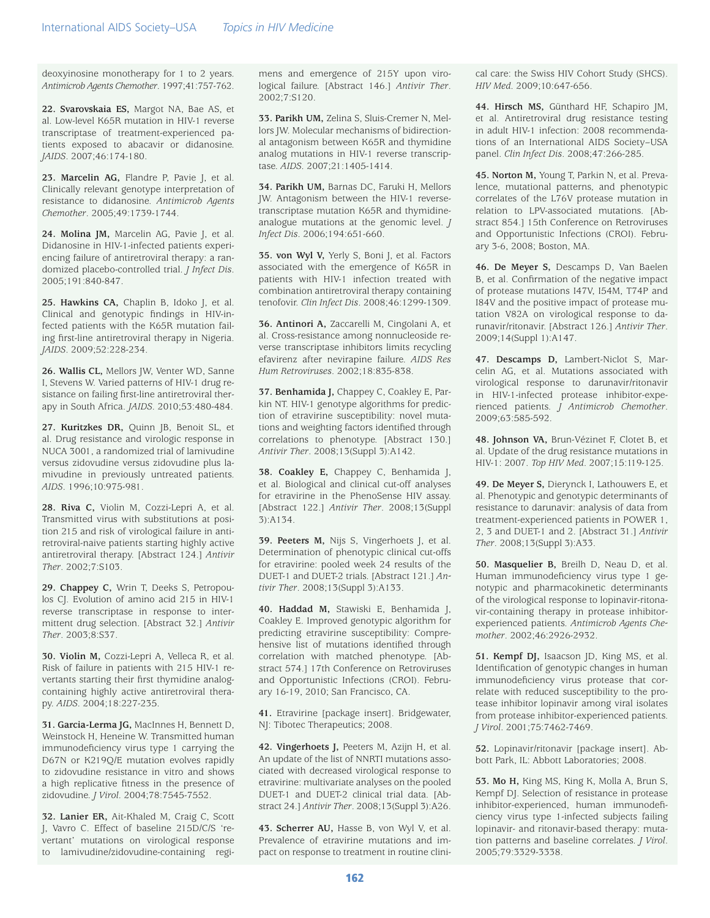deoxyinosine monotherapy for 1 to 2 years. *Antimicrob Agents Chemother*. 1997;41:757-762.

**22. Svarovskaia ES,** Margot NA, Bae AS, et al. Low-level K65R mutation in HIV-1 reverse transcriptase of treatment-experienced patients exposed to abacavir or didanosine. *JAIDS*. 2007;46:174-180.

**23. Marcelin AG,** Flandre P, Pavie J, et al. Clinically relevant genotype interpretation of resistance to didanosine. *Antimicrob Agents Chemother*. 2005;49:1739-1744.

**24. Molina JM,** Marcelin AG, Pavie J, et al. Didanosine in HIV-1-infected patients experiencing failure of antiretroviral therapy: a randomized placebo-controlled trial. *J Infect Dis*. 2005;191:840-847.

**25. Hawkins CA,** Chaplin B, Idoko J, et al. Clinical and genotypic findings in HIV-infected patients with the K65R mutation failing first-line antiretroviral therapy in Nigeria. *JAIDS*. 2009;52:228-234.

**26. Wallis CL,** Mellors JW, Venter WD, Sanne I, Stevens W. Varied patterns of HIV-1 drug resistance on failing first-line antiretroviral therapy in South Africa. *JAIDS*. 2010;53:480-484.

**27. Kuritzkes DR,** Quinn JB, Benoit SL, et al. Drug resistance and virologic response in NUCA 3001, a randomized trial of lamivudine versus zidovudine versus zidovudine plus lamivudine in previously untreated patients. *AIDS*. 1996;10:975-981.

**28. Riva C,** Violin M, Cozzi-Lepri A, et al. Transmitted virus with substitutions at position 215 and risk of virological failure in antiretroviral-naive patients starting highly active antiretroviral therapy. [Abstract 124.] *Antivir Ther*. 2002;7:S103.

**29. Chappey C,** Wrin T, Deeks S, Petropoulos CJ. Evolution of amino acid 215 in HIV-1 reverse transcriptase in response to intermittent drug selection. [Abstract 32.] *Antivir Ther*. 2003;8:S37.

**30. Violin M,** Cozzi-Lepri A, Velleca R, et al. Risk of failure in patients with 215 HIV-1 revertants starting their first thymidine analog-containing highly active antiretroviral therapy. *AIDS*. 2004;18:227-235.

**31. Garcia-Lerma JG,** MacInnes H, Bennett D, Weinstock H, Heneine W. Transmitted human immunodeficiency virus type 1 carrying the D67N or K219Q/E mutation evolves rapidly to zidovudine resistance in vitro and shows a high replicative fitness in the presence of zidovudine. *J Virol*. 2004;78:7545-7552.

**32. Lanier ER,** Ait-Khaled M, Craig C, Scott J, Vavro C. Effect of baseline 215D/C/S 'revertant' mutations on virological response to lamivudine/zidovudine-containing regimens and emergence of 215Y upon virological failure. [Abstract 146.] *Antivir Ther*. 2002;7:S120.

**33. Parikh UM,** Zelina S, Sluis-Cremer N, Mellors JW. Molecular mechanisms of bidirectional antagonism between K65R and thymidine analog mutations in HIV-1 reverse transcriptase. *AIDS*. 2007;21:1405-1414.

**34. Parikh UM,** Barnas DC, Faruki H, Mellors JW. Antagonism between the HIV-1 reverse-transcriptase mutation K65R and thymidine-analogue mutations at the genomic level. *J Infect Dis*. 2006;194:651-660.

**35. von Wyl V,** Yerly S, Boni J, et al. Factors associated with the emergence of K65R in patients with HIV-1 infection treated with combination antiretroviral therapy containing tenofovir. *Clin Infect Dis*. 2008;46:1299-1309.

**36. Antinori A,** Zaccarelli M, Cingolani A, et al. Cross-resistance among nonnucleoside reverse transcriptase inhibitors limits recycling efavirenz after nevirapine failure. *AIDS Res Hum Retroviruses*. 2002;18:835-838.

**37. Benhamida J,** Chappey C, Coakley E, Parkin NT. HIV-1 genotype algorithms for prediction of etravirine susceptibility: novel mutations and weighting factors identified through correlations to phenotype. [Abstract 130.] *Antivir Ther*. 2008;13(Suppl 3):A142.

**38. Coakley E,** Chappey C, Benhamida J, et al. Biological and clinical cut-off analyses for etravirine in the PhenoSense HIV assay. [Abstract 122.] *Antivir Ther*. 2008;13(Suppl 3):A134.

**39. Peeters M,** Nijs S, Vingerhoets J, et al. Determination of phenotypic clinical cut-offs for etravirine: pooled week 24 results of the DUET-1 and DUET-2 trials. [Abstract 121.] *Antivir Ther*. 2008;13(Suppl 3):A133.

**40. Haddad M,** Stawiski E, Benhamida J, Coakley E. Improved genotypic algorithm for predicting etravirine susceptibility: Comprehensive list of mutations identified through correlation with matched phenotype. [Abstract 574.] 17th Conference on Retroviruses and Opportunistic Infections (CROI). February 16-19, 2010; San Francisco, CA.

**41.** Etravirine [package insert]. Bridgewater, NJ: Tibotec Therapeutics; 2008.

**42. Vingerhoets J,** Peeters M, Azijn H, et al. An update of the list of NNRTI mutations associated with decreased virological response to etravirine: multivariate analyses on the pooled DUET-1 and DUET-2 clinical trial data. [Abstract 24.] *Antivir Ther*. 2008;13(Suppl 3):A26.

**43. Scherrer AU,** Hasse B, von Wyl V, et al. Prevalence of etravirine mutations and impact on response to treatment in routine clinical care: the Swiss HIV Cohort Study (SHCS). *HIV Med*. 2009;10:647-656.

**44. Hirsch MS,** Günthard HF, Schapiro JM, et al. Antiretroviral drug resistance testing in adult HIV-1 infection: 2008 recommendations of an International AIDS Society–USA panel. *Clin Infect Dis*. 2008;47:266-285.

**45. Norton M,** Young T, Parkin N, et al. Prevalence, mutational patterns, and phenotypic correlates of the L76V protease mutation in relation to LPV-associated mutations. [Abstract 854.] 15th Conference on Retroviruses and Opportunistic Infections (CROI). February 3-6, 2008; Boston, MA.

**46. De Meyer S,** Descamps D, Van Baelen B, et al. Confirmation of the negative impact of protease mutations I47V, I54M, T74P and I84V and the positive impact of protease mutation V82A on virological response to darunavir/ritonavir. [Abstract 126.] *Antivir Ther*. 2009;14(Suppl 1):A147.

**47. Descamps D,** Lambert-Niclot S, Marcelin AG, et al. Mutations associated with virological response to darunavir/ritonavir in HIV-1-infected protease inhibitor-experienced patients. *J Antimicrob Chemother*. 2009;63:585-592.

**48. Johnson VA,** Brun-Vézinet F, Clotet B, et al. Update of the drug resistance mutations in HIV-1: 2007. *Top HIV Med*. 2007;15:119-125.

**49. De Meyer S,** Dierynck I, Lathouwers E, et al. Phenotypic and genotypic determinants of resistance to darunavir: analysis of data from treatment-experienced patients in POWER 1, 2, 3 and DUET-1 and 2. [Abstract 31.] *Antivir Ther*. 2008;13(Suppl 3):A33.

**50. Masquelier B,** Breilh D, Neau D, et al. Human immunodeficiency virus type 1 genotypic and pharmacokinetic determinants of the virological response to lopinavir-ritonavir-containing therapy in protease inhibitor-experienced patients. *Antimicrob Agents Chemother*. 2002;46:2926-2932.

**51. Kempf DJ,** Isaacson JD, King MS, et al. Identification of genotypic changes in human immunodeficiency virus protease that correlate with reduced susceptibility to the protease inhibitor lopinavir among viral isolates from protease inhibitor-experienced patients. *J Virol*. 2001;75:7462-7469.

**52.** Lopinavir/ritonavir [package insert]. Abbott Park, IL: Abbott Laboratories; 2008.

**53. Mo H,** King MS, King K, Molla A, Brun S, Kempf DJ. Selection of resistance in protease inhibitor-experienced, human immunodeficiency virus type 1-infected subjects failing lopinavir- and ritonavir-based therapy: mutation patterns and baseline correlates. *J Virol*. 2005;79:3329-3338.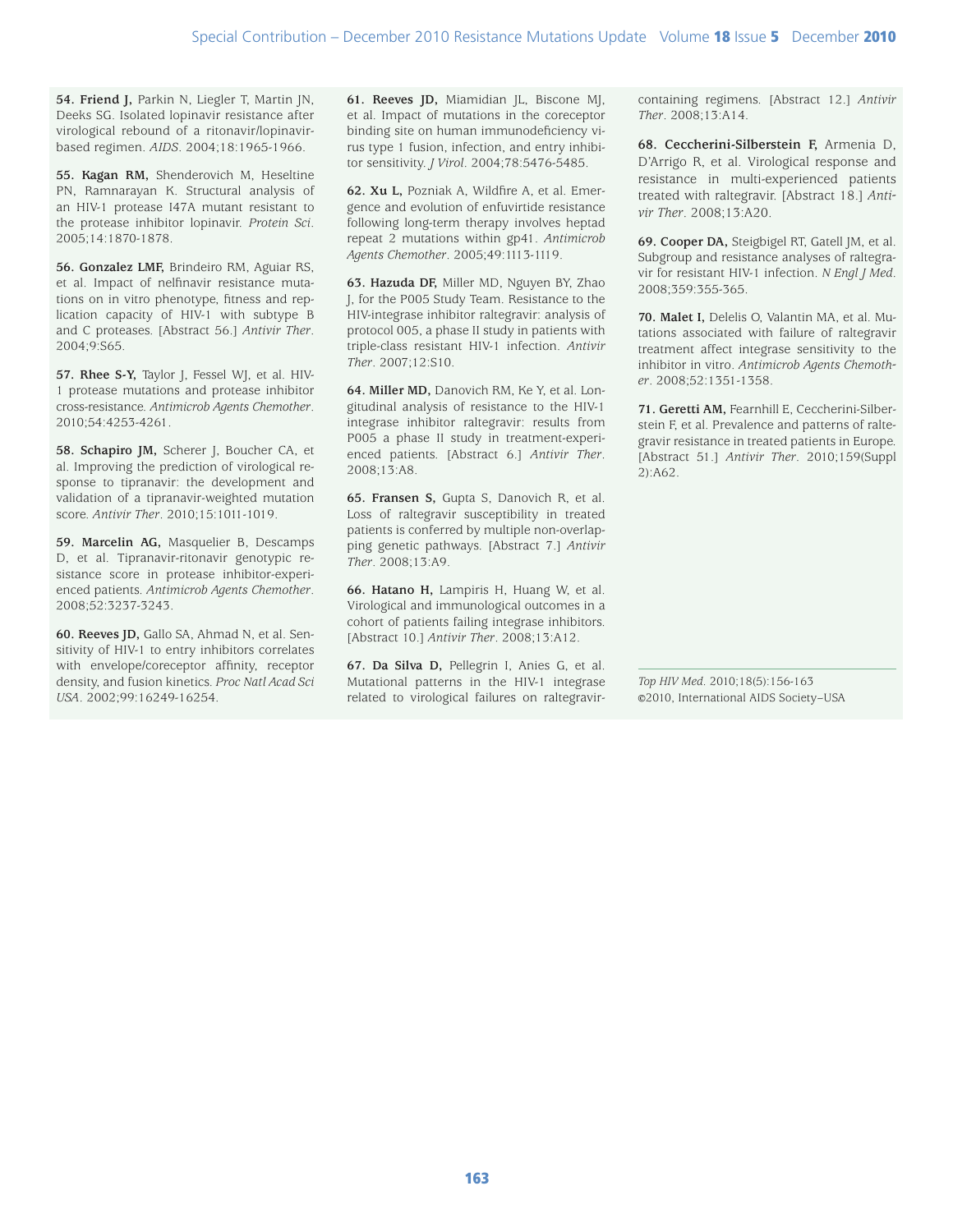**54. Friend J,** Parkin N, Liegler T, Martin JN, Deeks SG. Isolated lopinavir resistance after virological rebound of a ritonavir/lopinavir-based regimen. *AIDS*. 2004;18:1965-1966.

**55. Kagan RM,** Shenderovich M, Heseltine PN, Ramnarayan K. Structural analysis of an HIV-1 protease I47A mutant resistant to the protease inhibitor lopinavir. *Protein Sci*. 2005;14:1870-1878.

**56. Gonzalez LMF,** Brindeiro RM, Aguiar RS, et al. Impact of nelfinavir resistance mutations on in vitro phenotype, fitness and replication capacity of HIV-1 with subtype B and C proteases. [Abstract 56.] *Antivir Ther*. 2004;9:S65.

**57. Rhee S-Y,** Taylor J, Fessel WJ, et al. HIV-1 protease mutations and protease inhibitor cross-resistance. *Antimicrob Agents Chemother*. 2010;54:4253-4261.

**58. Schapiro JM,** Scherer J, Boucher CA, et al. Improving the prediction of virological response to tipranavir: the development and validation of a tipranavir-weighted mutation score. *Antivir Ther*. 2010;15:1011-1019.

**59. Marcelin AG,** Masquelier B, Descamps D, et al. Tipranavir-ritonavir genotypic resistance score in protease inhibitor-experienced patients. *Antimicrob Agents Chemother*. 2008;52:3237-3243.

**60. Reeves JD,** Gallo SA, Ahmad N, et al. Sensitivity of HIV-1 to entry inhibitors correlates with envelope/coreceptor affinity, receptor density, and fusion kinetics. *Proc Natl Acad Sci USA*. 2002;99:16249-16254.

**61. Reeves JD,** Miamidian JL, Biscone MJ, et al. Impact of mutations in the coreceptor binding site on human immunodeficiency virus type 1 fusion, infection, and entry inhibitor sensitivity. *J Virol*. 2004;78:5476-5485.

**62. Xu L,** Pozniak A, Wildfire A, et al. Emergence and evolution of enfuvirtide resistance following long-term therapy involves heptad repeat 2 mutations within gp41. *Antimicrob Agents Chemother*. 2005;49:1113-1119.

**63. Hazuda DF,** Miller MD, Nguyen BY, Zhao J, for the P005 Study Team. Resistance to the HIV-integrase inhibitor raltegravir: analysis of protocol 005, a phase II study in patients with triple-class resistant HIV-1 infection. *Antivir Ther*. 2007;12:S10.

**64. Miller MD,** Danovich RM, Ke Y, et al. Longitudinal analysis of resistance to the HIV-1 integrase inhibitor raltegravir: results from P005 a phase II study in treatment-experienced patients. [Abstract 6.] *Antivir Ther*. 2008;13:A8.

**65. Fransen S,** Gupta S, Danovich R, et al. Loss of raltegravir susceptibility in treated patients is conferred by multiple non-overlapping genetic pathways. [Abstract 7.] *Antivir Ther*. 2008;13:A9.

**66. Hatano H,** Lampiris H, Huang W, et al. Virological and immunological outcomes in a cohort of patients failing integrase inhibitors. [Abstract 10.] *Antivir Ther*. 2008;13:A12.

**67. Da Silva D,** Pellegrin I, Anies G, et al. Mutational patterns in the HIV-1 integrase related to virological failures on raltegravir-containing regimens. [Abstract 12.] *Antivir Ther*. 2008;13:A14.

**68. Ceccherini-Silberstein F,** Armenia D, D'Arrigo R, et al. Virological response and resistance in multi-experienced patients treated with raltegravir. [Abstract 18.] *Antivir Ther*. 2008;13:A20.

**69. Cooper DA,** Steigbigel RT, Gatell JM, et al. Subgroup and resistance analyses of raltegravir for resistant HIV-1 infection. *N Engl J Med*. 2008;359:355-365.

**70. Malet I,** Delelis O, Valantin MA, et al. Mutations associated with failure of raltegravir treatment affect integrase sensitivity to the inhibitor in vitro. *Antimicrob Agents Chemother*. 2008;52:1351-1358.

**71. Geretti AM,** Fearnhill E, Ceccherini-Silberstein F, et al. Prevalence and patterns of raltegravir resistance in treated patients in Europe. [Abstract 51.] *Antivir Ther*. 2010;159(Suppl 2):A62.

*Top HIV Med*. 2010;18(5):156-163
©2010, International AIDS Society–USA